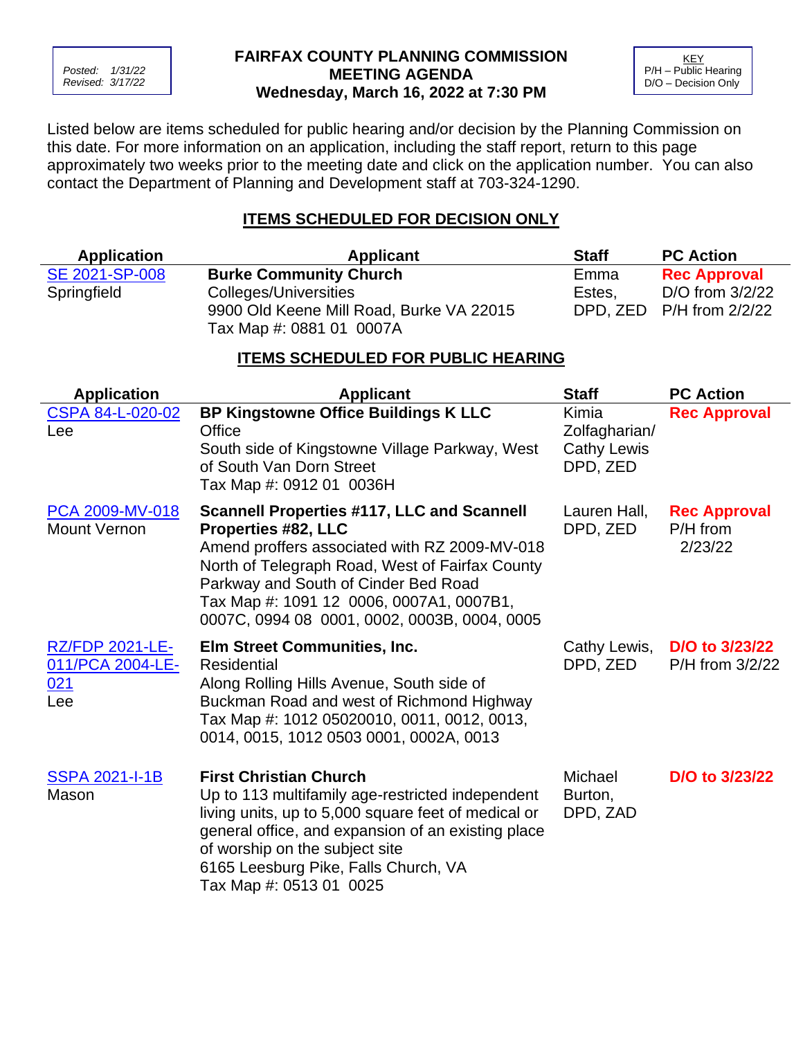*Posted: 1/31/22*
*Revised: 3/17/22*

# FAIRFAX COUNTY PLANNING COMMISSION MEETING AGENDA
## Wednesday, March 16, 2022 at 7:30 PM

KEY
P/H – Public Hearing
D/O – Decision Only

Listed below are items scheduled for public hearing and/or decision by the Planning Commission on this date. For more information on an application, including the staff report, return to this page approximately two weeks prior to the meeting date and click on the application number. You can also contact the Department of Planning and Development staff at 703-324-1290.

## ITEMS SCHEDULED FOR DECISION ONLY

| Application | Applicant | Staff | PC Action |
|---|---|---|---|
| SE 2021-SP-008<br>Springfield | **Burke Community Church**<br>Colleges/Universities<br>9900 Old Keene Mill Road, Burke VA 22015<br>Tax Map #: 0881 01 0007A | Emma Estes, DPD, ZED | **Rec Approval**<br>D/O from 3/2/22<br>P/H from 2/2/22 |

## ITEMS SCHEDULED FOR PUBLIC HEARING

| Application | Applicant | Staff | PC Action |
|---|---|---|---|
| CSPA 84-L-020-02<br>Lee | **BP Kingstowne Office Buildings K LLC**<br>Office<br>South side of Kingstowne Village Parkway, West of South Van Dorn Street<br>Tax Map #: 0912 01 0036H | Kimia Zolfagharian/ Cathy Lewis DPD, ZED | **Rec Approval** |
| PCA 2009-MV-018<br>Mount Vernon | **Scannell Properties #117, LLC and Scannell Properties #82, LLC**<br>Amend proffers associated with RZ 2009-MV-018 North of Telegraph Road, West of Fairfax County Parkway and South of Cinder Bed Road<br>Tax Map #: 1091 12 0006, 0007A1, 0007B1, 0007C, 0994 08 0001, 0002, 0003B, 0004, 0005 | Lauren Hall, DPD, ZED | **Rec Approval**<br>P/H from 2/23/22 |
| RZ/FDP 2021-LE-011/PCA 2004-LE-021<br>Lee | **Elm Street Communities, Inc.**<br>Residential<br>Along Rolling Hills Avenue, South side of Buckman Road and west of Richmond Highway<br>Tax Map #: 1012 05020010, 0011, 0012, 0013, 0014, 0015, 1012 0503 0001, 0002A, 0013 | Cathy Lewis, DPD, ZED | **D/O to 3/23/22**<br>P/H from 3/2/22 |
| SSPA 2021-I-1B<br>Mason | **First Christian Church**<br>Up to 113 multifamily age-restricted independent living units, up to 5,000 square feet of medical or general office, and expansion of an existing place of worship on the subject site<br>6165 Leesburg Pike, Falls Church, VA<br>Tax Map #: 0513 01 0025 | Michael Burton, DPD, ZAD | **D/O to 3/23/22** |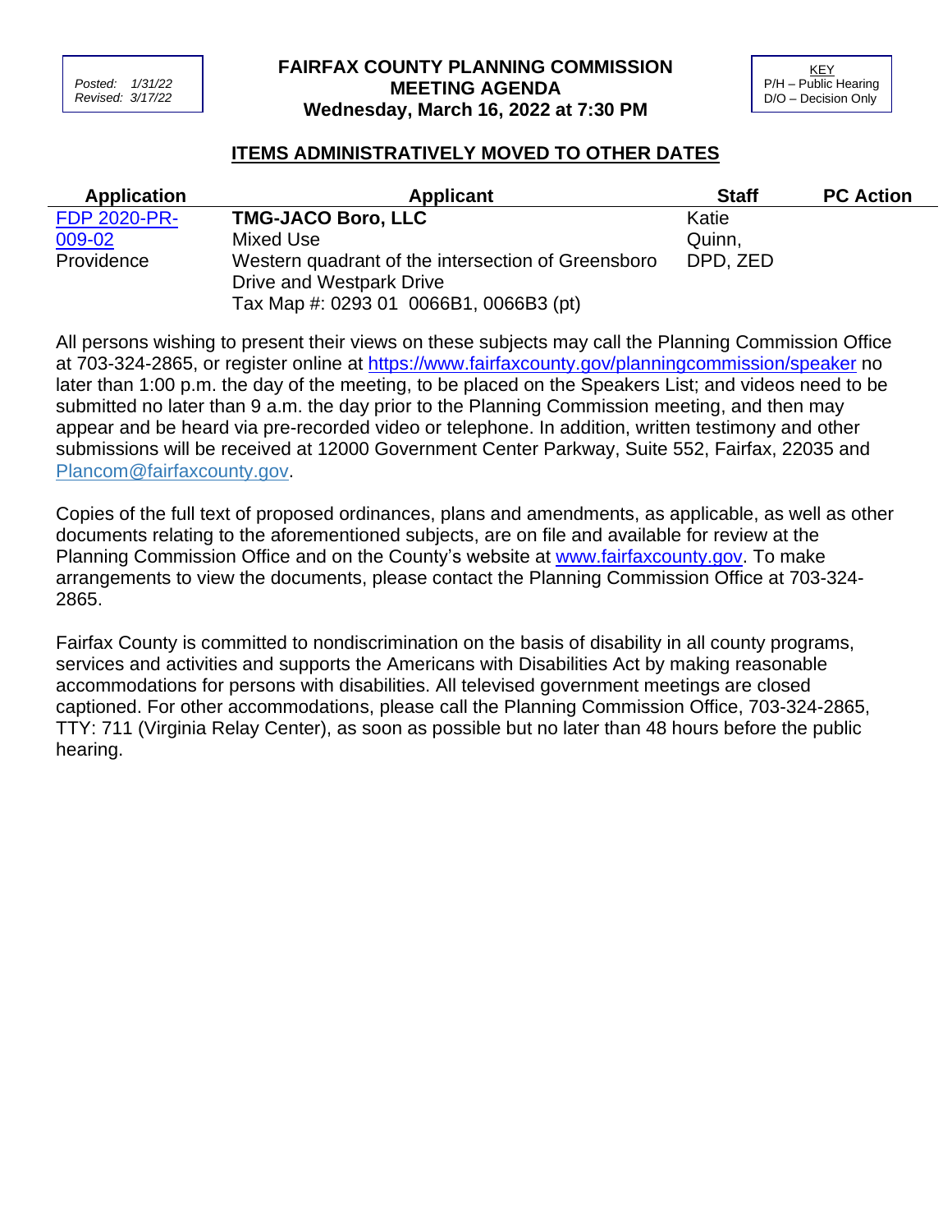Posted: 1/31/22
Revised: 3/17/22

**FAIRFAX COUNTY PLANNING COMMISSION**
**MEETING AGENDA**
**Wednesday, March 16, 2022 at 7:30 PM**

KEY
P/H – Public Hearing
D/O – Decision Only

## ITEMS ADMINISTRATIVELY MOVED TO OTHER DATES

| Application | Applicant | Staff | PC Action |
|---|---|---|---|
| FDP 2020-PR-009-02<br>Providence | **TMG-JACO Boro, LLC**<br>Mixed Use<br>Western quadrant of the intersection of Greensboro Drive and Westpark Drive<br>Tax Map #: 0293 01 0066B1, 0066B3 (pt) | Katie Quinn, DPD, ZED | |

All persons wishing to present their views on these subjects may call the Planning Commission Office at 703-324-2865, or register online at https://www.fairfaxcounty.gov/planningcommission/speaker no later than 1:00 p.m. the day of the meeting, to be placed on the Speakers List; and videos need to be submitted no later than 9 a.m. the day prior to the Planning Commission meeting, and then may appear and be heard via pre-recorded video or telephone. In addition, written testimony and other submissions will be received at 12000 Government Center Parkway, Suite 552, Fairfax, 22035 and Plancom@fairfaxcounty.gov.

Copies of the full text of proposed ordinances, plans and amendments, as applicable, as well as other documents relating to the aforementioned subjects, are on file and available for review at the Planning Commission Office and on the County's website at www.fairfaxcounty.gov. To make arrangements to view the documents, please contact the Planning Commission Office at 703-324-2865.

Fairfax County is committed to nondiscrimination on the basis of disability in all county programs, services and activities and supports the Americans with Disabilities Act by making reasonable accommodations for persons with disabilities. All televised government meetings are closed captioned. For other accommodations, please call the Planning Commission Office, 703-324-2865, TTY: 711 (Virginia Relay Center), as soon as possible but no later than 48 hours before the public hearing.